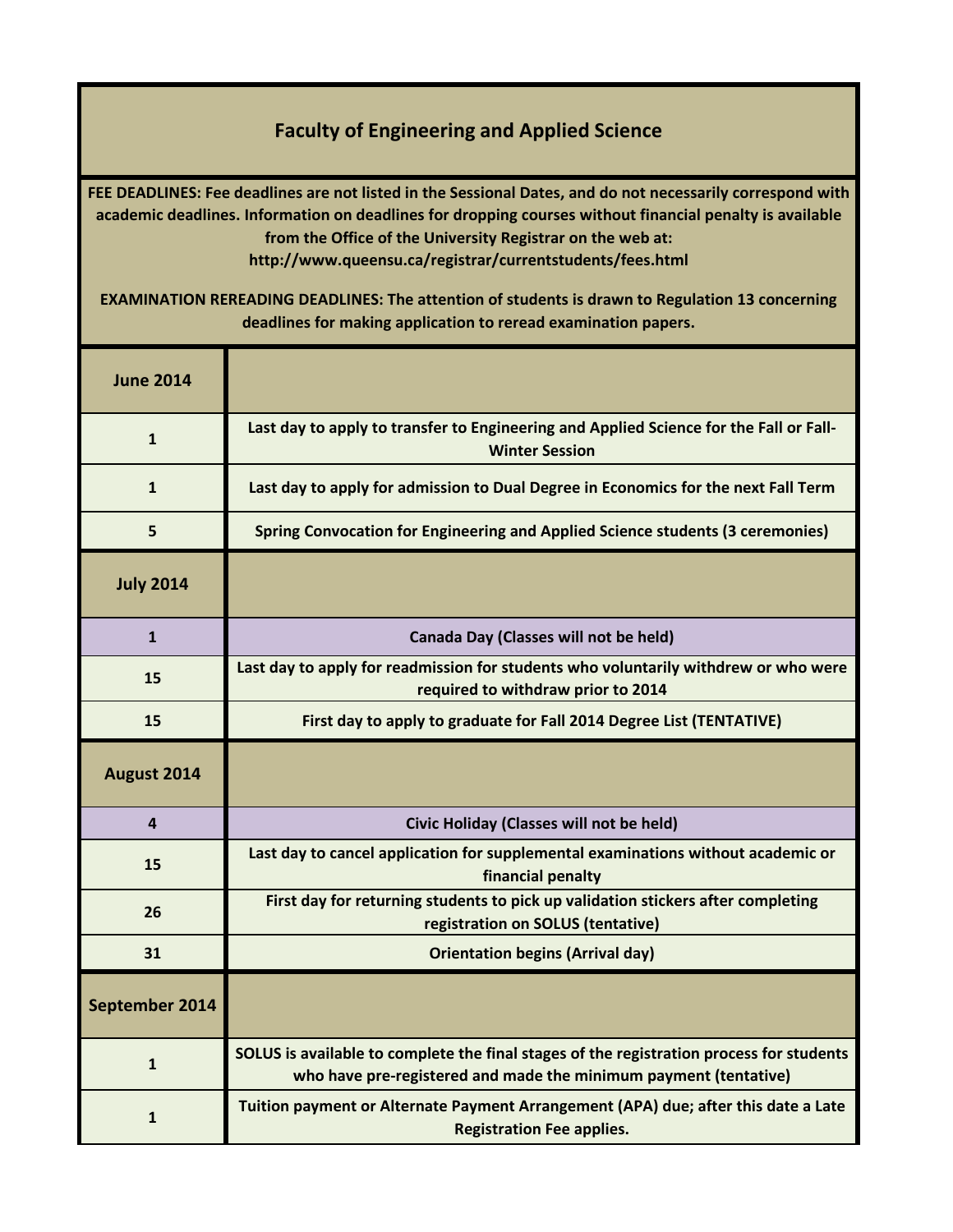## Faculty of Engineering and Applied Science

**FEE DEADLINES: Fee deadlines are not listed in the Sessional Dates, and do not necessarily correspond with academic deadlines. Information on deadlines for dropping courses without financial penalty is available from the Office of the University Registrar on the web at: http://www.queensu.ca/registrar/currentstudents/fees.html**

**EXAMINATION REREADING DEADLINES: The attention of students is drawn to Regulation 13 concerning deadlines for making application to reread examination papers.**

| **June 2014** | |
|---|---|
| 1 | Last day to apply to transfer to Engineering and Applied Science for the Fall or Fall-Winter Session |
| 1 | Last day to apply for admission to Dual Degree in Economics for the next Fall Term |
| 5 | Spring Convocation for Engineering and Applied Science students (3 ceremonies) |
| **July 2014** | |
| 1 | Canada Day (Classes will not be held) |
| 15 | Last day to apply for readmission for students who voluntarily withdrew or who were required to withdraw prior to 2014 |
| 15 | First day to apply to graduate for Fall 2014 Degree List (TENTATIVE) |
| **August 2014** | |
| 4 | Civic Holiday (Classes will not be held) |
| 15 | Last day to cancel application for supplemental examinations without academic or financial penalty |
| 26 | First day for returning students to pick up validation stickers after completing registration on SOLUS (tentative) |
| 31 | Orientation begins (Arrival day) |
| **September 2014** | |
| 1 | SOLUS is available to complete the final stages of the registration process for students who have pre-registered and made the minimum payment (tentative) |
| 1 | Tuition payment or Alternate Payment Arrangement (APA) due; after this date a Late Registration Fee applies. |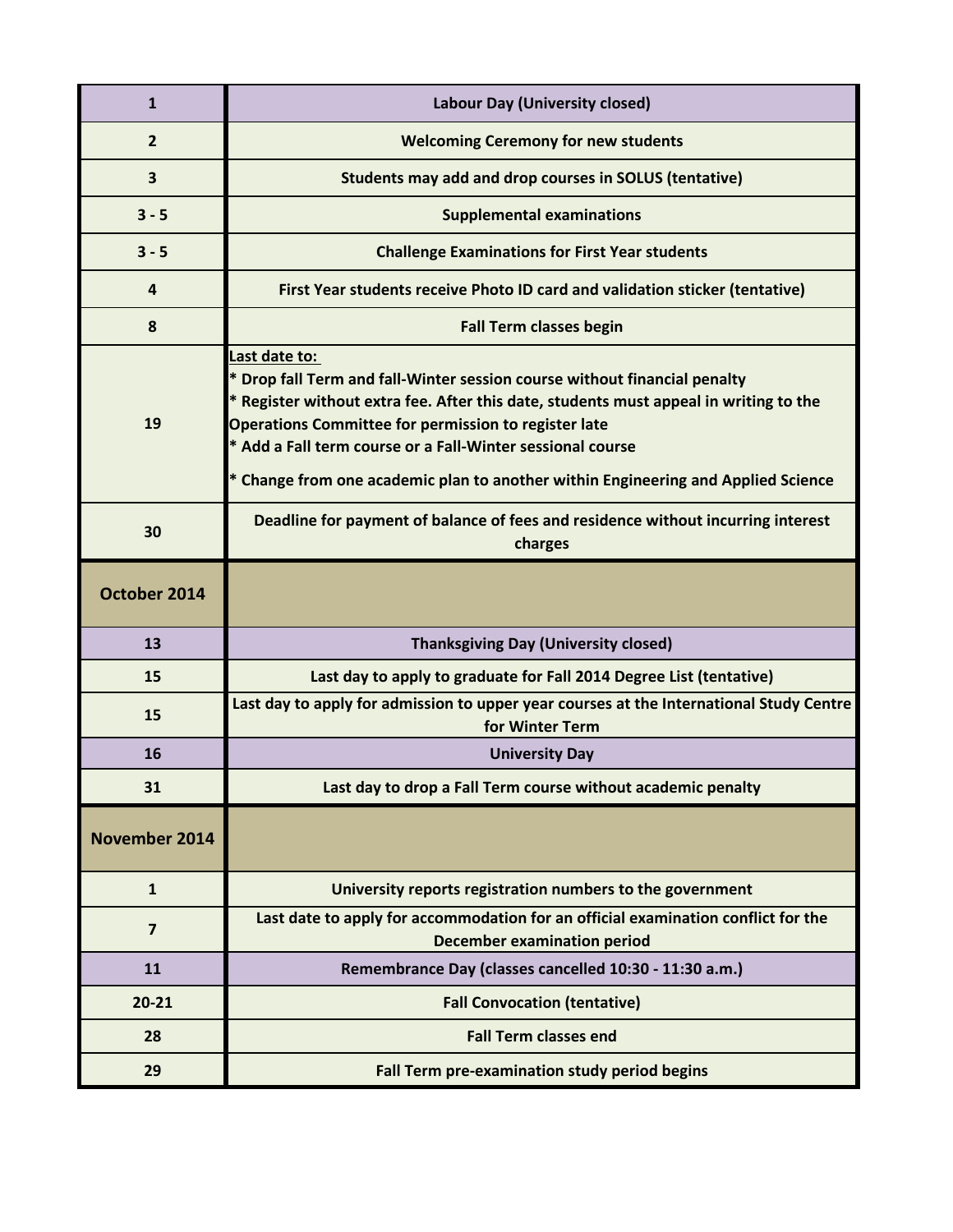| | |
|---|---|
| **1** | **Labour Day (University closed)** |
| **2** | **Welcoming Ceremony for new students** |
| **3** | **Students may add and drop courses in SOLUS (tentative)** |
| **3 - 5** | **Supplemental examinations** |
| **3 - 5** | **Challenge Examinations for First Year students** |
| **4** | **First Year students receive Photo ID card and validation sticker (tentative)** |
| **8** | **Fall Term classes begin** |
| **19** | **Last date to:**<br>**\* Drop fall Term and fall-Winter session course without financial penalty**<br>**\* Register without extra fee. After this date, students must appeal in writing to the Operations Committee for permission to register late**<br>**\* Add a Fall term course or a Fall-Winter sessional course**<br>**\* Change from one academic plan to another within Engineering and Applied Science** |
| **30** | **Deadline for payment of balance of fees and residence without incurring interest charges** |
| **October 2014** | |
| **13** | **Thanksgiving Day (University closed)** |
| **15** | **Last day to apply to graduate for Fall 2014 Degree List (tentative)** |
| **15** | **Last day to apply for admission to upper year courses at the International Study Centre for Winter Term** |
| **16** | **University Day** |
| **31** | **Last day to drop a Fall Term course without academic penalty** |
| **November 2014** | |
| **1** | **University reports registration numbers to the government** |
| **7** | **Last date to apply for accommodation for an official examination conflict for the December examination period** |
| **11** | **Remembrance Day (classes cancelled 10:30 - 11:30 a.m.)** |
| **20-21** | **Fall Convocation (tentative)** |
| **28** | **Fall Term classes end** |
| **29** | **Fall Term pre-examination study period begins** |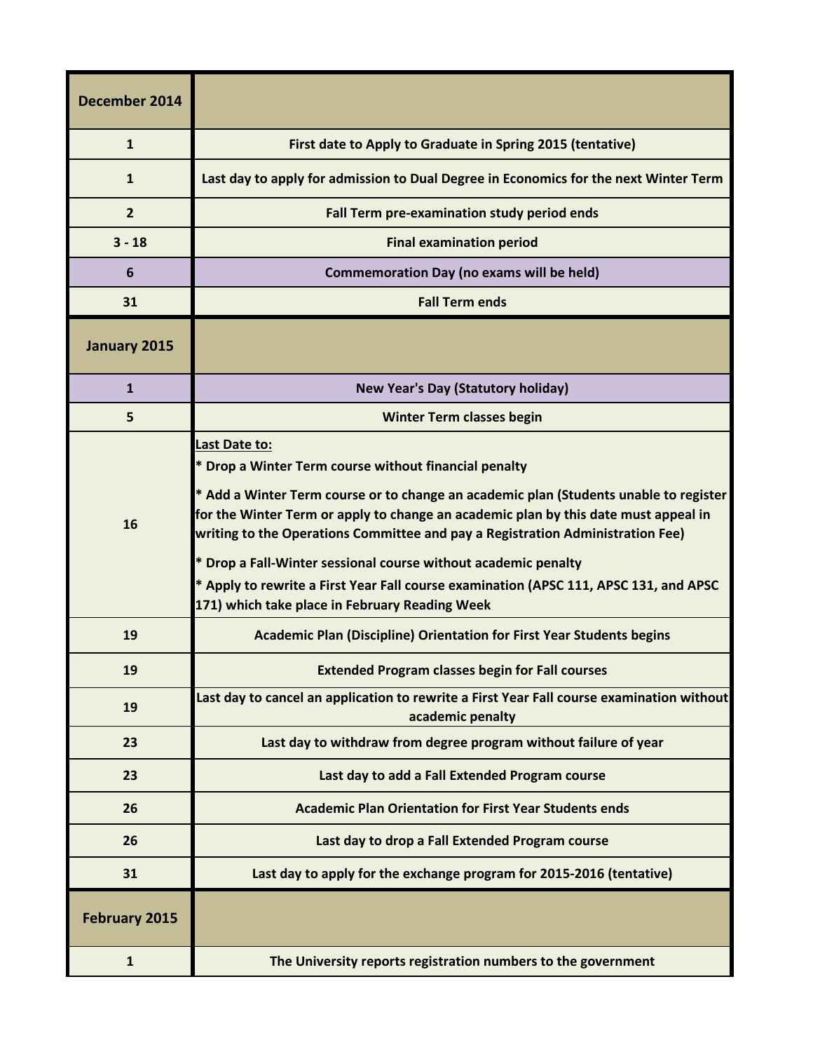| December 2014 | |
|---|---|
| 1 | First date to Apply to Graduate in Spring 2015 (tentative) |
| 1 | Last day to apply for admission to Dual Degree in Economics for the next Winter Term |
| 2 | Fall Term pre-examination study period ends |
| 3 - 18 | Final examination period |
| 6 | Commemoration Day (no exams will be held) |
| 31 | Fall Term ends |
| **January 2015** | |
| 1 | New Year's Day (Statutory holiday) |
| 5 | Winter Term classes begin |
| 16 | Last Date to:<br>* Drop a Winter Term course without financial penalty<br>* Add a Winter Term course or to change an academic plan (Students unable to register for the Winter Term or apply to change an academic plan by this date must appeal in writing to the Operations Committee and pay a Registration Administration Fee)<br>* Drop a Fall-Winter sessional course without academic penalty<br>* Apply to rewrite a First Year Fall course examination (APSC 111, APSC 131, and APSC 171) which take place in February Reading Week |
| 19 | Academic Plan (Discipline) Orientation for First Year Students begins |
| 19 | Extended Program classes begin for Fall courses |
| 19 | Last day to cancel an application to rewrite a First Year Fall course examination without academic penalty |
| 23 | Last day to withdraw from degree program without failure of year |
| 23 | Last day to add a Fall Extended Program course |
| 26 | Academic Plan Orientation for First Year Students ends |
| 26 | Last day to drop a Fall Extended Program course |
| 31 | Last day to apply for the exchange program for 2015-2016 (tentative) |
| **February 2015** | |
| 1 | The University reports registration numbers to the government |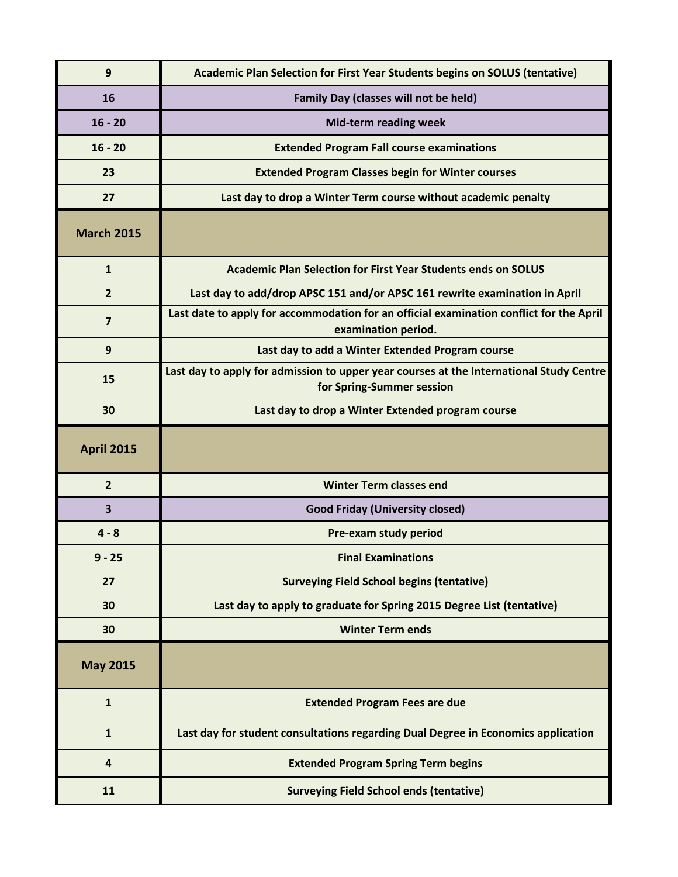| | |
|---|---|
| **9** | **Academic Plan Selection for First Year Students begins on SOLUS (tentative)** |
| **16** | **Family Day (classes will not be held)** |
| **16 - 20** | **Mid-term reading week** |
| **16 - 20** | **Extended Program Fall course examinations** |
| **23** | **Extended Program Classes begin for Winter courses** |
| **27** | **Last day to drop a Winter Term course without academic penalty** |
| **March 2015** | |
| **1** | **Academic Plan Selection for First Year Students ends on SOLUS** |
| **2** | **Last day to add/drop APSC 151 and/or APSC 161 rewrite examination in April** |
| **7** | **Last date to apply for accommodation for an official examination conflict for the April examination period.** |
| **9** | **Last day to add a Winter Extended Program course** |
| **15** | **Last day to apply for admission to upper year courses at the International Study Centre for Spring-Summer session** |
| **30** | **Last day to drop a Winter Extended program course** |
| **April 2015** | |
| **2** | **Winter Term classes end** |
| **3** | **Good Friday (University closed)** |
| **4 - 8** | **Pre-exam study period** |
| **9 - 25** | **Final Examinations** |
| **27** | **Surveying Field School begins (tentative)** |
| **30** | **Last day to apply to graduate for Spring 2015 Degree List (tentative)** |
| **30** | **Winter Term ends** |
| **May 2015** | |
| **1** | **Extended Program Fees are due** |
| **1** | **Last day for student consultations regarding Dual Degree in Economics application** |
| **4** | **Extended Program Spring Term begins** |
| **11** | **Surveying Field School ends (tentative)** |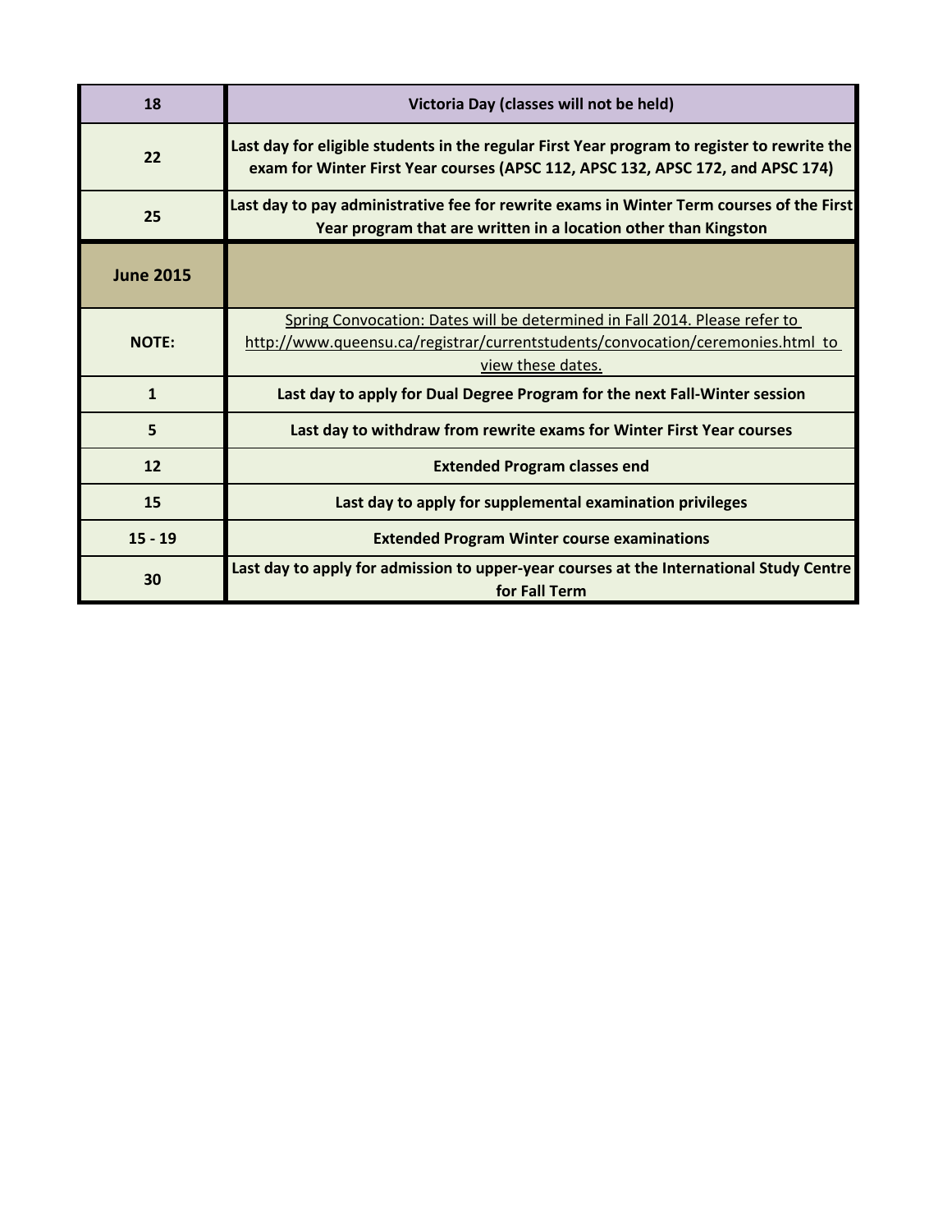| | |
|---|---|
| **18** | **Victoria Day (classes will not be held)** |
| **22** | **Last day for eligible students in the regular First Year program to register to rewrite the exam for Winter First Year courses (APSC 112, APSC 132, APSC 172, and APSC 174)** |
| **25** | **Last day to pay administrative fee for rewrite exams in Winter Term courses of the First Year program that are written in a location other than Kingston** |
| **June 2015** | |
| **NOTE:** | Spring Convocation: Dates will be determined in Fall 2014. Please refer to http://www.queensu.ca/registrar/currentstudents/convocation/ceremonies.html to view these dates. |
| **1** | **Last day to apply for Dual Degree Program for the next Fall-Winter session** |
| **5** | **Last day to withdraw from rewrite exams for Winter First Year courses** |
| **12** | **Extended Program classes end** |
| **15** | **Last day to apply for supplemental examination privileges** |
| **15 - 19** | **Extended Program Winter course examinations** |
| **30** | **Last day to apply for admission to upper-year courses at the International Study Centre for Fall Term** |